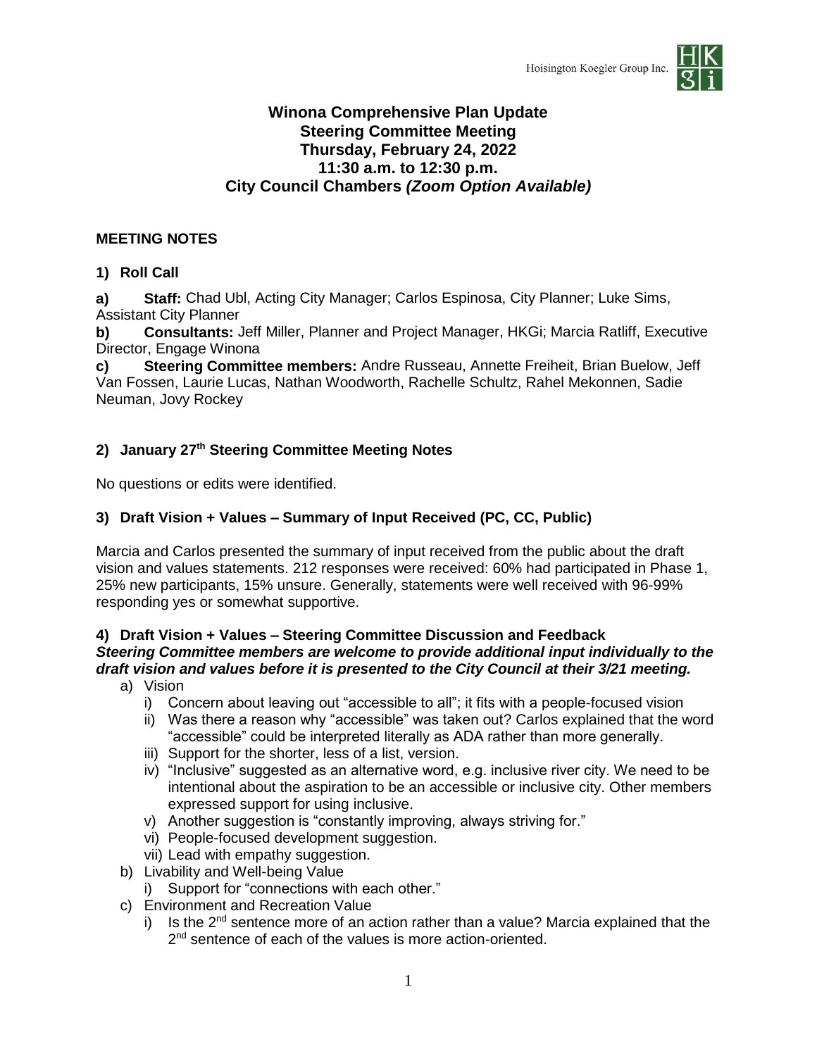Hoisington Koegler Group Inc.

# Winona Comprehensive Plan Update
## Steering Committee Meeting
## Thursday, February 24, 2022
## 11:30 a.m. to 12:30 p.m.
## City Council Chambers *(Zoom Option Available)*

**MEETING NOTES**

### 1) Roll Call

**a) Staff:** Chad Ubl, Acting City Manager; Carlos Espinosa, City Planner; Luke Sims, Assistant City Planner

**b) Consultants:** Jeff Miller, Planner and Project Manager, HKGi; Marcia Ratliff, Executive Director, Engage Winona

**c) Steering Committee members:** Andre Russeau, Annette Freiheit, Brian Buelow, Jeff Van Fossen, Laurie Lucas, Nathan Woodworth, Rachelle Schultz, Rahel Mekonnen, Sadie Neuman, Jovy Rockey

### 2) January 27th Steering Committee Meeting Notes

No questions or edits were identified.

### 3) Draft Vision + Values – Summary of Input Received (PC, CC, Public)

Marcia and Carlos presented the summary of input received from the public about the draft vision and values statements. 212 responses were received: 60% had participated in Phase 1, 25% new participants, 15% unsure. Generally, statements were well received with 96-99% responding yes or somewhat supportive.

### 4) Draft Vision + Values – Steering Committee Discussion and Feedback

***Steering Committee members are welcome to provide additional input individually to the draft vision and values before it is presented to the City Council at their 3/21 meeting.***

a) Vision
   i) Concern about leaving out "accessible to all"; it fits with a people-focused vision
   ii) Was there a reason why "accessible" was taken out? Carlos explained that the word "accessible" could be interpreted literally as ADA rather than more generally.
   iii) Support for the shorter, less of a list, version.
   iv) "Inclusive" suggested as an alternative word, e.g. inclusive river city. We need to be intentional about the aspiration to be an accessible or inclusive city. Other members expressed support for using inclusive.
   v) Another suggestion is "constantly improving, always striving for."
   vi) People-focused development suggestion.
   vii) Lead with empathy suggestion.

b) Livability and Well-being Value
   i) Support for "connections with each other."

c) Environment and Recreation Value
   i) Is the 2nd sentence more of an action rather than a value? Marcia explained that the 2nd sentence of each of the values is more action-oriented.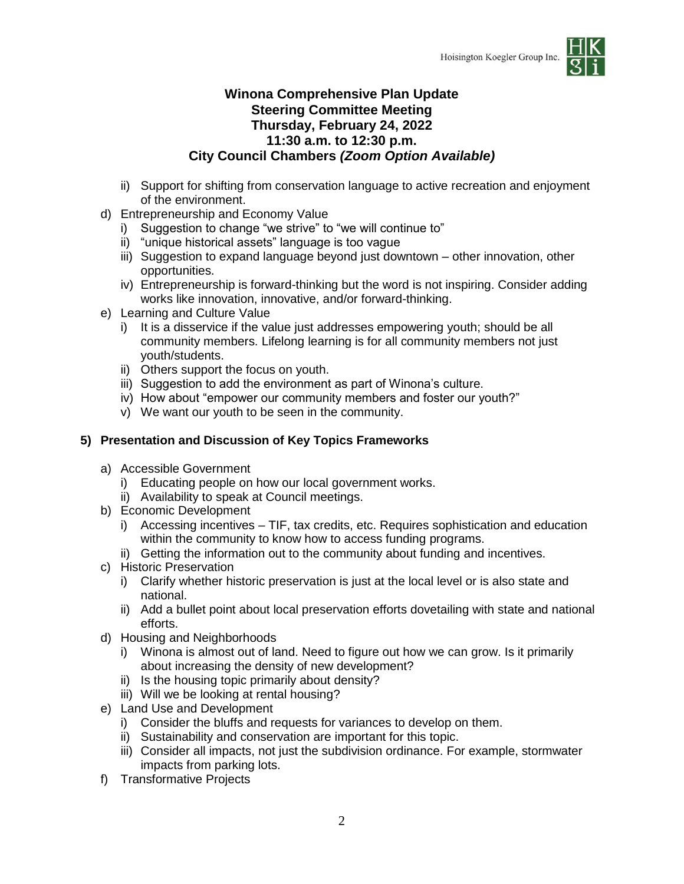**Winona Comprehensive Plan Update**
**Steering Committee Meeting**
**Thursday, February 24, 2022**
**11:30 a.m. to 12:30 p.m.**
**City Council Chambers *(Zoom Option Available)***

- ii) Support for shifting from conservation language to active recreation and enjoyment of the environment.

d) Entrepreneurship and Economy Value
- i) Suggestion to change "we strive" to "we will continue to"
- ii) "unique historical assets" language is too vague
- iii) Suggestion to expand language beyond just downtown – other innovation, other opportunities.
- iv) Entrepreneurship is forward-thinking but the word is not inspiring. Consider adding works like innovation, innovative, and/or forward-thinking.

e) Learning and Culture Value
- i) It is a disservice if the value just addresses empowering youth; should be all community members. Lifelong learning is for all community members not just youth/students.
- ii) Others support the focus on youth.
- iii) Suggestion to add the environment as part of Winona's culture.
- iv) How about "empower our community members and foster our youth?"
- v) We want our youth to be seen in the community.

**5) Presentation and Discussion of Key Topics Frameworks**

a) Accessible Government
- i) Educating people on how our local government works.
- ii) Availability to speak at Council meetings.

b) Economic Development
- i) Accessing incentives – TIF, tax credits, etc. Requires sophistication and education within the community to know how to access funding programs.
- ii) Getting the information out to the community about funding and incentives.

c) Historic Preservation
- i) Clarify whether historic preservation is just at the local level or is also state and national.
- ii) Add a bullet point about local preservation efforts dovetailing with state and national efforts.

d) Housing and Neighborhoods
- i) Winona is almost out of land. Need to figure out how we can grow. Is it primarily about increasing the density of new development?
- ii) Is the housing topic primarily about density?
- iii) Will we be looking at rental housing?

e) Land Use and Development
- i) Consider the bluffs and requests for variances to develop on them.
- ii) Sustainability and conservation are important for this topic.
- iii) Consider all impacts, not just the subdivision ordinance. For example, stormwater impacts from parking lots.

f) Transformative Projects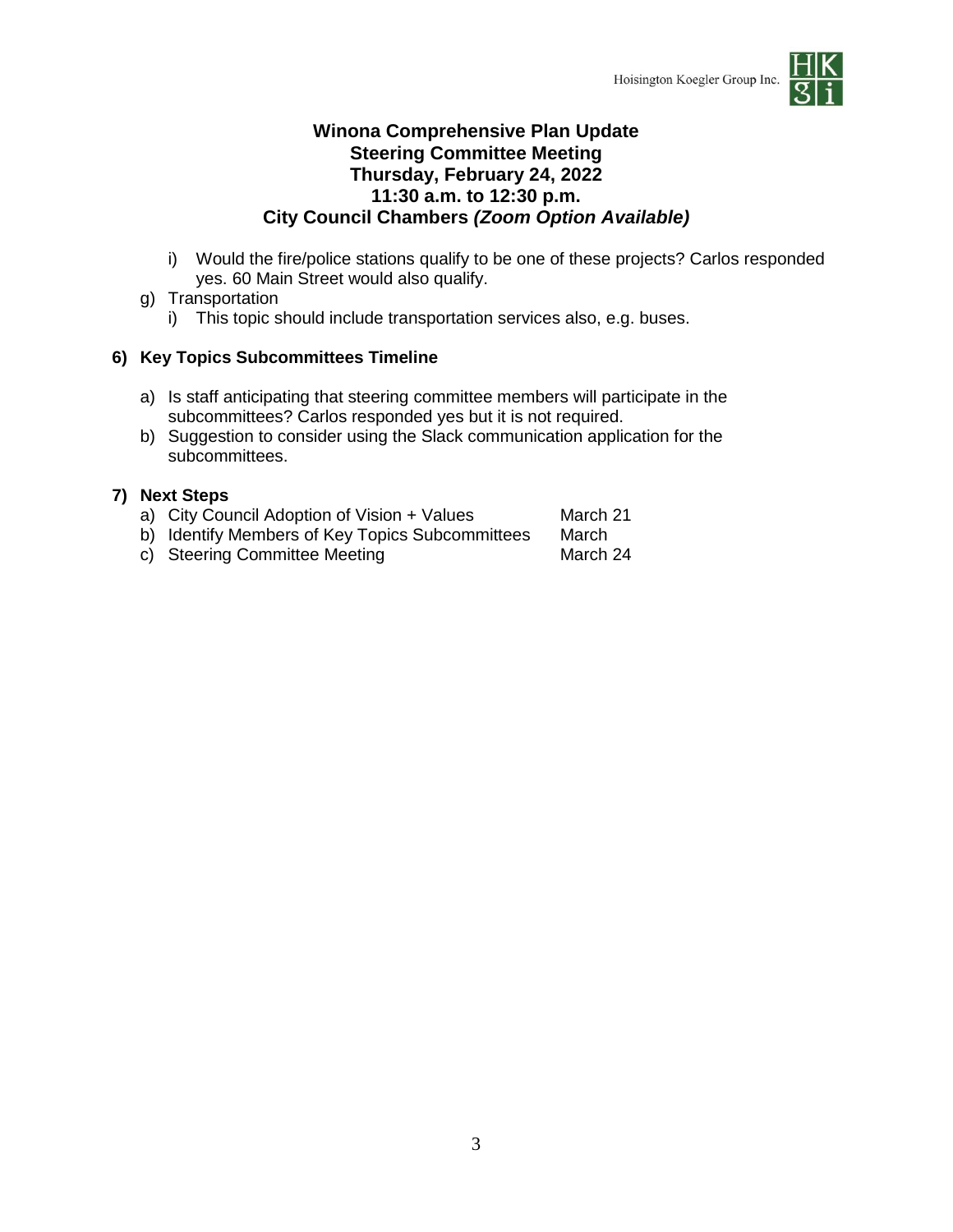# Winona Comprehensive Plan Update
## Steering Committee Meeting
## Thursday, February 24, 2022
## 11:30 a.m. to 12:30 p.m.
## City Council Chambers *(Zoom Option Available)*

   i) Would the fire/police stations qualify to be one of these projects? Carlos responded yes. 60 Main Street would also qualify.

g) Transportation

   i) This topic should include transportation services also, e.g. buses.

### 6) Key Topics Subcommittees Timeline

a) Is staff anticipating that steering committee members will participate in the subcommittees? Carlos responded yes but it is not required.

b) Suggestion to consider using the Slack communication application for the subcommittees.

### 7) Next Steps

| | |
|---|---|
| a) City Council Adoption of Vision + Values | March 21 |
| b) Identify Members of Key Topics Subcommittees | March |
| c) Steering Committee Meeting | March 24 |